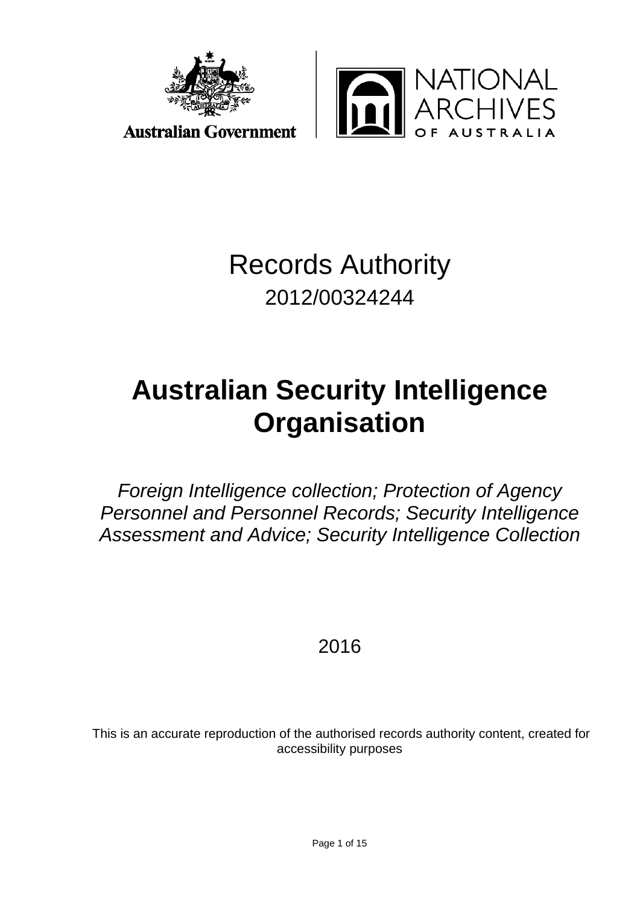Australian Government

NATIONAL ARCHIVES OF AUSTRALIA

# Records Authority

2012/00324244

# Australian Security Intelligence Organisation

*Foreign Intelligence collection; Protection of Agency Personnel and Personnel Records; Security Intelligence Assessment and Advice; Security Intelligence Collection*

2016

This is an accurate reproduction of the authorised records authority content, created for accessibility purposes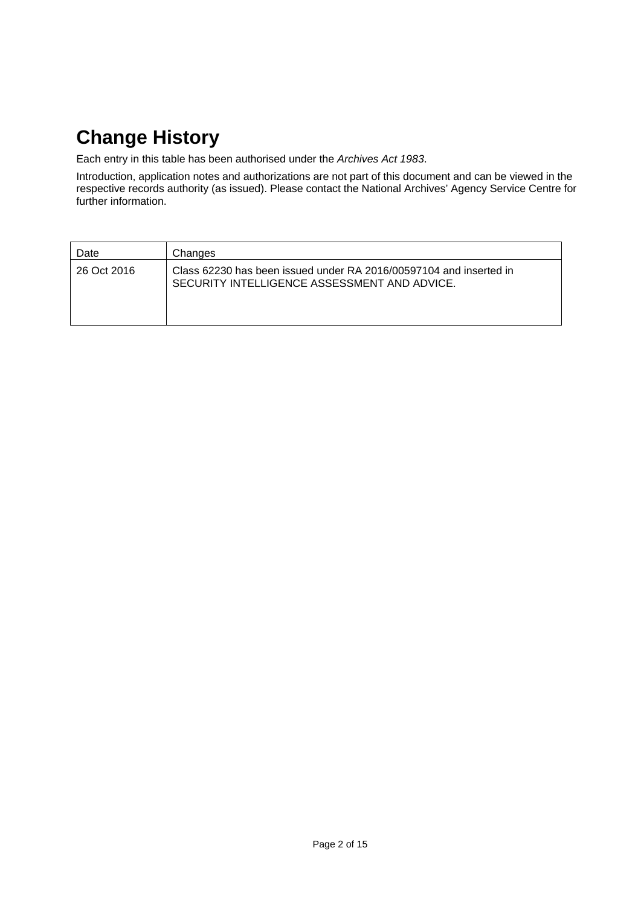# Change History

Each entry in this table has been authorised under the *Archives Act 1983*.

Introduction, application notes and authorizations are not part of this document and can be viewed in the respective records authority (as issued). Please contact the National Archives' Agency Service Centre for further information.

| Date | Changes |
| --- | --- |
| 26 Oct 2016 | Class 62230 has been issued under RA 2016/00597104 and inserted in SECURITY INTELLIGENCE ASSESSMENT AND ADVICE. |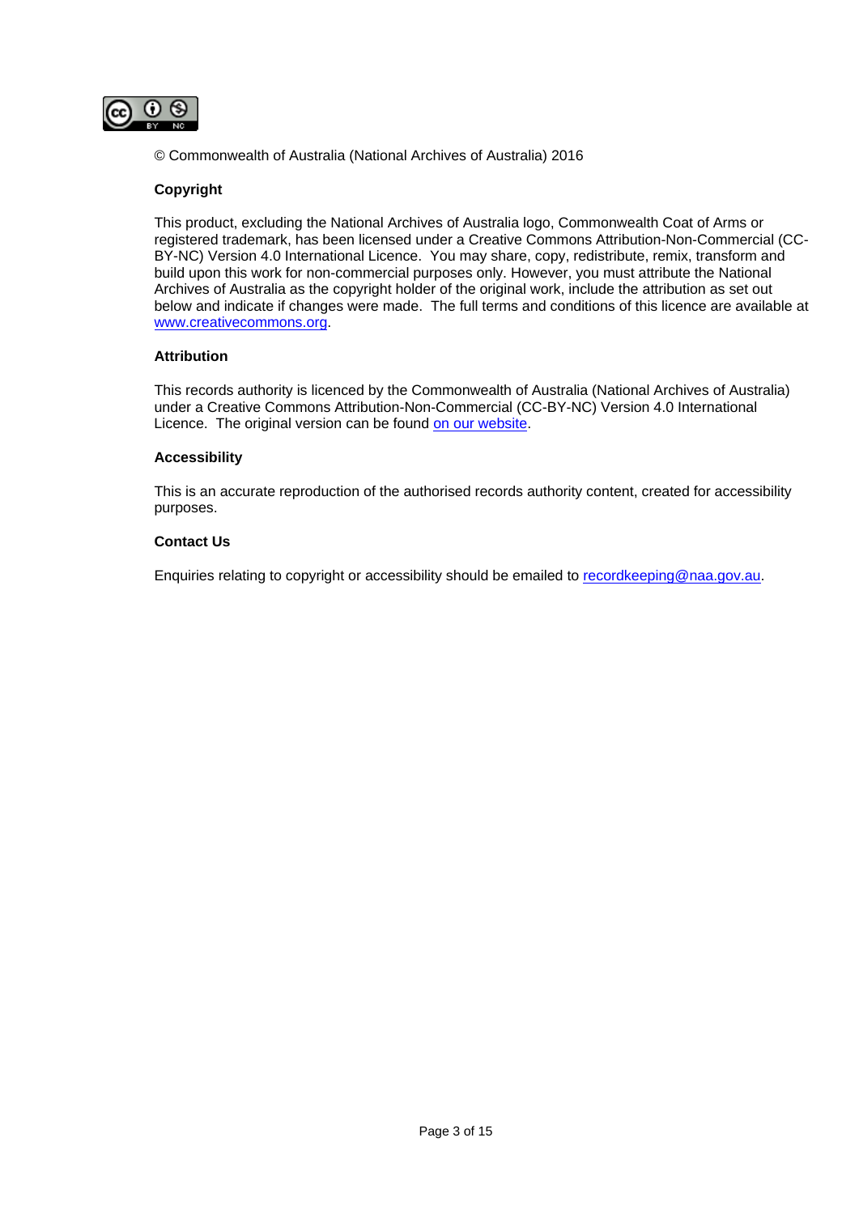© Commonwealth of Australia (National Archives of Australia) 2016

**Copyright**

This product, excluding the National Archives of Australia logo, Commonwealth Coat of Arms or registered trademark, has been licensed under a Creative Commons Attribution-Non-Commercial (CC-BY-NC) Version 4.0 International Licence. You may share, copy, redistribute, remix, transform and build upon this work for non-commercial purposes only. However, you must attribute the National Archives of Australia as the copyright holder of the original work, include the attribution as set out below and indicate if changes were made. The full terms and conditions of this licence are available at www.creativecommons.org.

**Attribution**

This records authority is licenced by the Commonwealth of Australia (National Archives of Australia) under a Creative Commons Attribution-Non-Commercial (CC-BY-NC) Version 4.0 International Licence. The original version can be found on our website.

**Accessibility**

This is an accurate reproduction of the authorised records authority content, created for accessibility purposes.

**Contact Us**

Enquiries relating to copyright or accessibility should be emailed to recordkeeping@naa.gov.au.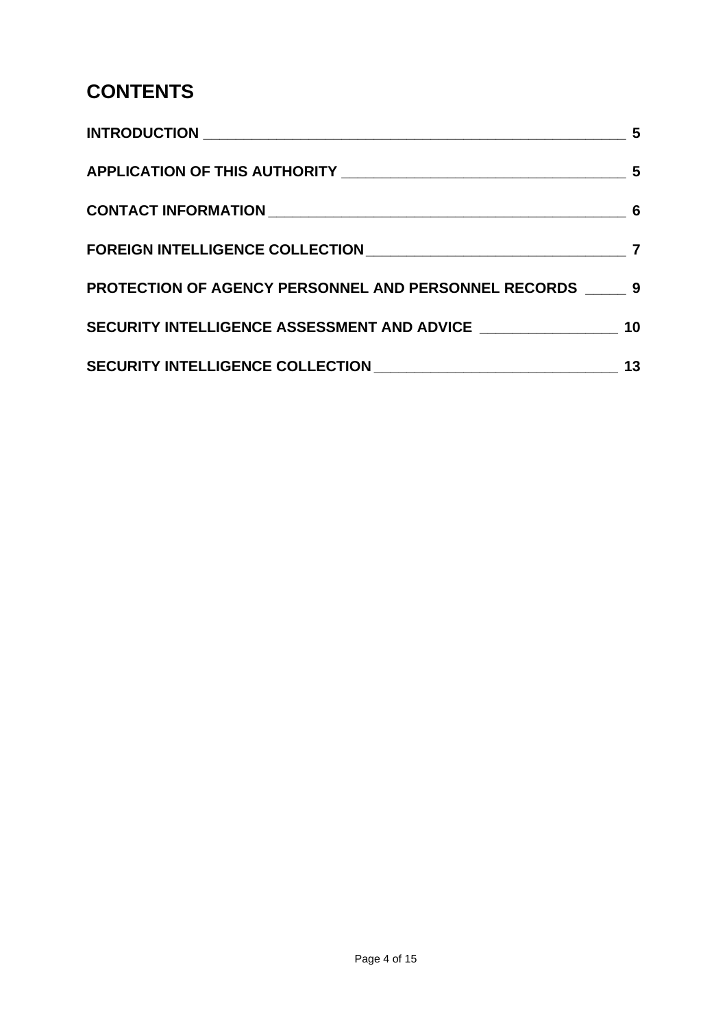# CONTENTS

| | |
|---|---|
| **INTRODUCTION** | **5** |
| **APPLICATION OF THIS AUTHORITY** | **5** |
| **CONTACT INFORMATION** | **6** |
| **FOREIGN INTELLIGENCE COLLECTION** | **7** |
| **PROTECTION OF AGENCY PERSONNEL AND PERSONNEL RECORDS** | **9** |
| **SECURITY INTELLIGENCE ASSESSMENT AND ADVICE** | **10** |
| **SECURITY INTELLIGENCE COLLECTION** | **13** |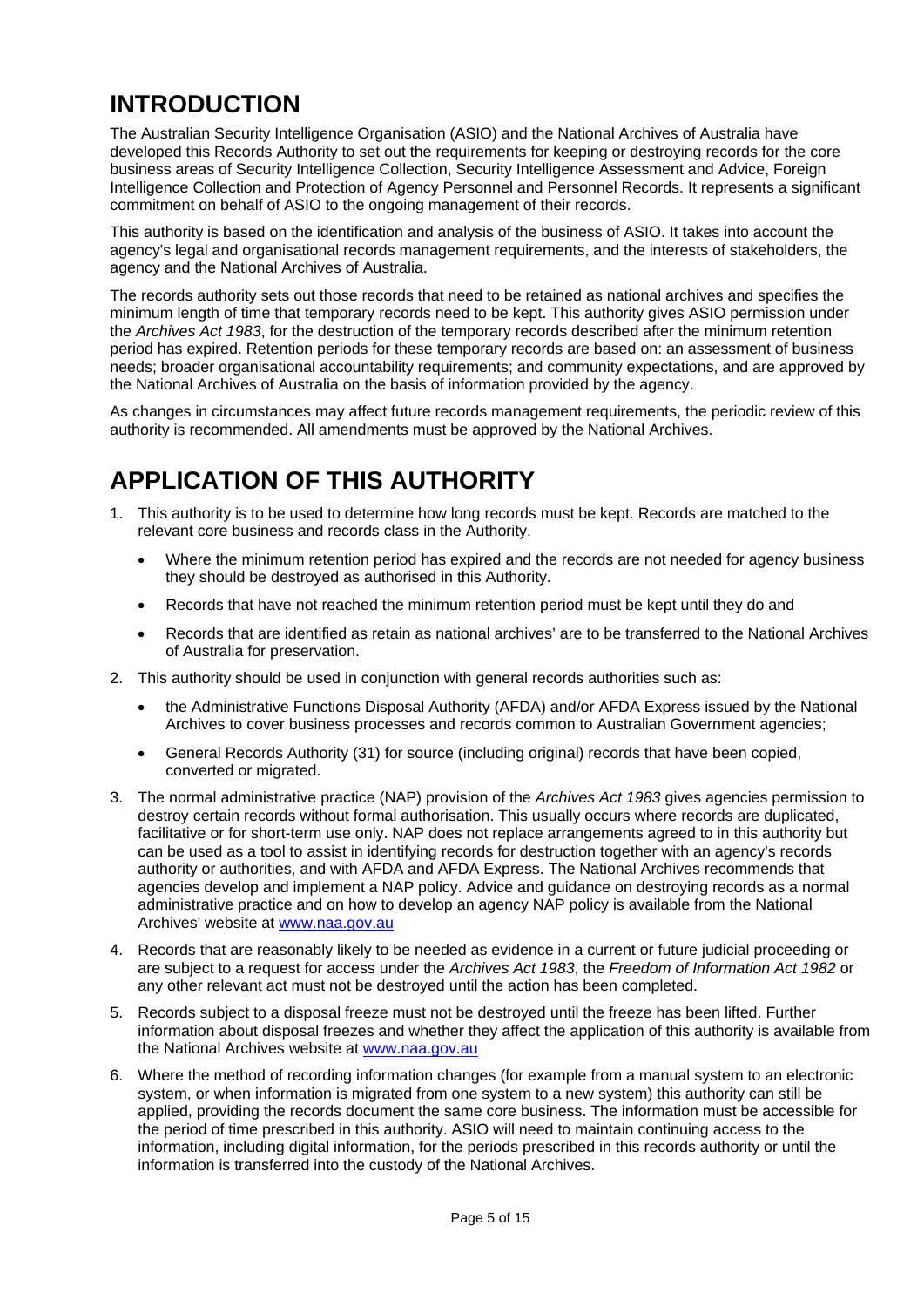# INTRODUCTION

The Australian Security Intelligence Organisation (ASIO) and the National Archives of Australia have developed this Records Authority to set out the requirements for keeping or destroying records for the core business areas of Security Intelligence Collection, Security Intelligence Assessment and Advice, Foreign Intelligence Collection and Protection of Agency Personnel and Personnel Records. It represents a significant commitment on behalf of ASIO to the ongoing management of their records.

This authority is based on the identification and analysis of the business of ASIO. It takes into account the agency's legal and organisational records management requirements, and the interests of stakeholders, the agency and the National Archives of Australia.

The records authority sets out those records that need to be retained as national archives and specifies the minimum length of time that temporary records need to be kept. This authority gives ASIO permission under the *Archives Act 1983*, for the destruction of the temporary records described after the minimum retention period has expired. Retention periods for these temporary records are based on: an assessment of business needs; broader organisational accountability requirements; and community expectations, and are approved by the National Archives of Australia on the basis of information provided by the agency.

As changes in circumstances may affect future records management requirements, the periodic review of this authority is recommended. All amendments must be approved by the National Archives.

# APPLICATION OF THIS AUTHORITY

1. This authority is to be used to determine how long records must be kept. Records are matched to the relevant core business and records class in the Authority.
   - Where the minimum retention period has expired and the records are not needed for agency business they should be destroyed as authorised in this Authority.
   - Records that have not reached the minimum retention period must be kept until they do and
   - Records that are identified as retain as national archives' are to be transferred to the National Archives of Australia for preservation.
2. This authority should be used in conjunction with general records authorities such as:
   - the Administrative Functions Disposal Authority (AFDA) and/or AFDA Express issued by the National Archives to cover business processes and records common to Australian Government agencies;
   - General Records Authority (31) for source (including original) records that have been copied, converted or migrated.
3. The normal administrative practice (NAP) provision of the *Archives Act 1983* gives agencies permission to destroy certain records without formal authorisation. This usually occurs where records are duplicated, facilitative or for short-term use only. NAP does not replace arrangements agreed to in this authority but can be used as a tool to assist in identifying records for destruction together with an agency's records authority or authorities, and with AFDA and AFDA Express. The National Archives recommends that agencies develop and implement a NAP policy. Advice and guidance on destroying records as a normal administrative practice and on how to develop an agency NAP policy is available from the National Archives' website at www.naa.gov.au
4. Records that are reasonably likely to be needed as evidence in a current or future judicial proceeding or are subject to a request for access under the *Archives Act 1983*, the *Freedom of Information Act 1982* or any other relevant act must not be destroyed until the action has been completed.
5. Records subject to a disposal freeze must not be destroyed until the freeze has been lifted. Further information about disposal freezes and whether they affect the application of this authority is available from the National Archives website at www.naa.gov.au
6. Where the method of recording information changes (for example from a manual system to an electronic system, or when information is migrated from one system to a new system) this authority can still be applied, providing the records document the same core business. The information must be accessible for the period of time prescribed in this authority. ASIO will need to maintain continuing access to the information, including digital information, for the periods prescribed in this records authority or until the information is transferred into the custody of the National Archives.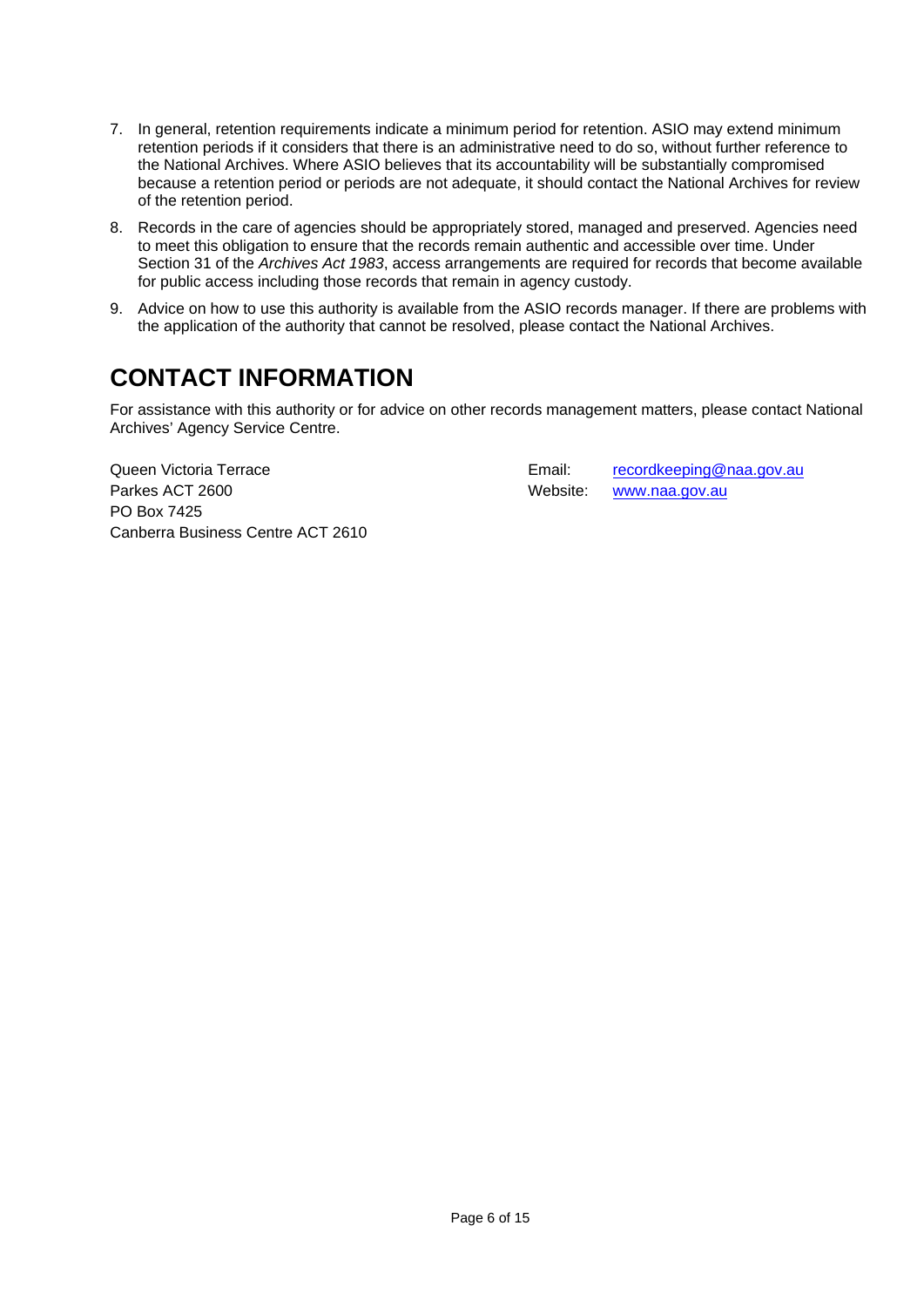7. In general, retention requirements indicate a minimum period for retention. ASIO may extend minimum retention periods if it considers that there is an administrative need to do so, without further reference to the National Archives. Where ASIO believes that its accountability will be substantially compromised because a retention period or periods are not adequate, it should contact the National Archives for review of the retention period.
8. Records in the care of agencies should be appropriately stored, managed and preserved. Agencies need to meet this obligation to ensure that the records remain authentic and accessible over time. Under Section 31 of the *Archives Act 1983*, access arrangements are required for records that become available for public access including those records that remain in agency custody.
9. Advice on how to use this authority is available from the ASIO records manager. If there are problems with the application of the authority that cannot be resolved, please contact the National Archives.

# CONTACT INFORMATION

For assistance with this authority or for advice on other records management matters, please contact National Archives' Agency Service Centre.

Queen Victoria Terrace
Parkes ACT 2600
PO Box 7425
Canberra Business Centre ACT 2610

Email: recordkeeping@naa.gov.au
Website: www.naa.gov.au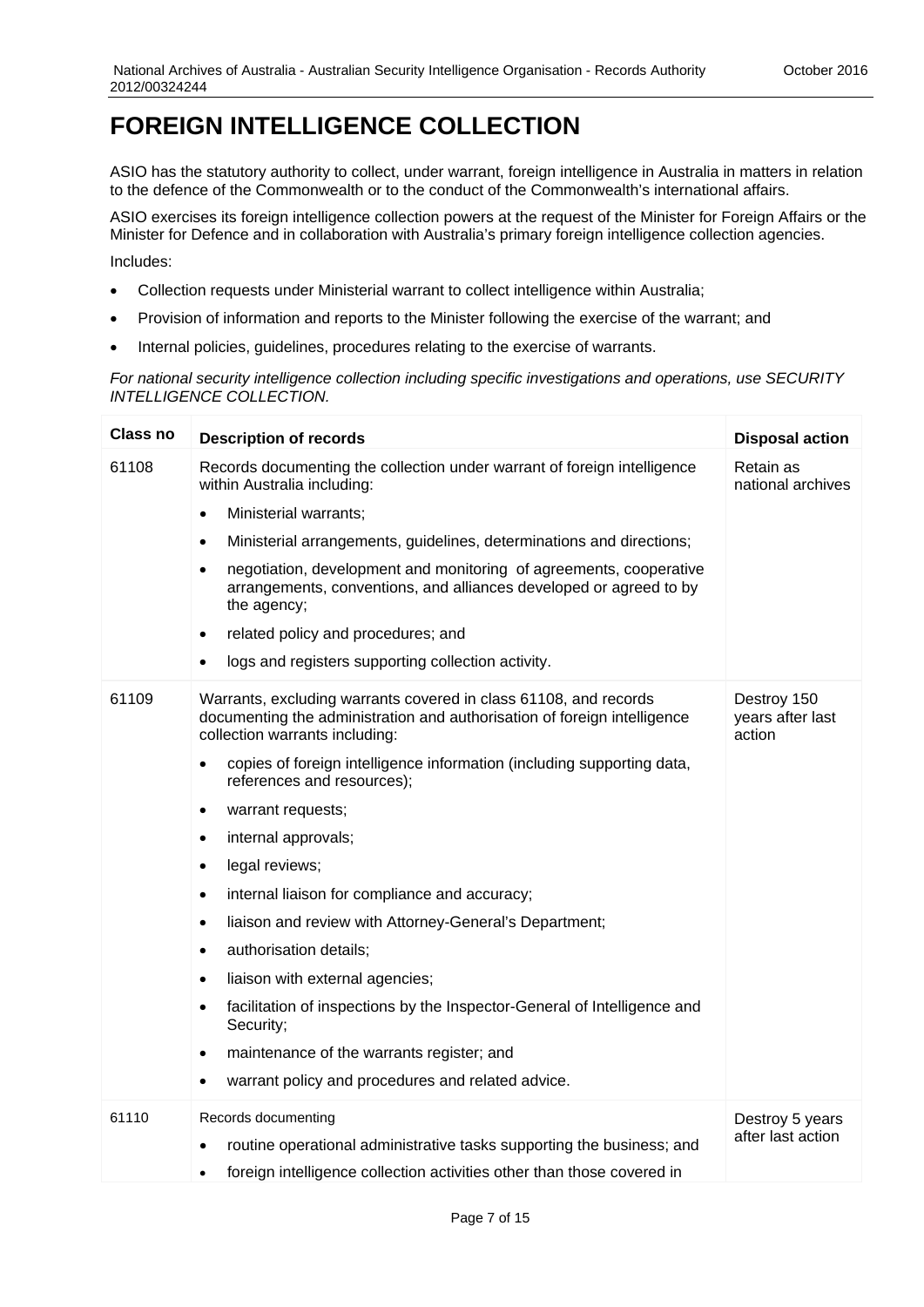# FOREIGN INTELLIGENCE COLLECTION

ASIO has the statutory authority to collect, under warrant, foreign intelligence in Australia in matters in relation to the defence of the Commonwealth or to the conduct of the Commonwealth's international affairs.

ASIO exercises its foreign intelligence collection powers at the request of the Minister for Foreign Affairs or the Minister for Defence and in collaboration with Australia's primary foreign intelligence collection agencies.

Includes:

- Collection requests under Ministerial warrant to collect intelligence within Australia;
- Provision of information and reports to the Minister following the exercise of the warrant; and
- Internal policies, guidelines, procedures relating to the exercise of warrants.

*For national security intelligence collection including specific investigations and operations, use SECURITY INTELLIGENCE COLLECTION.*

| Class no | Description of records | Disposal action |
| --- | --- | --- |
| 61108 | Records documenting the collection under warrant of foreign intelligence within Australia including: <br>• Ministerial warrants; <br>• Ministerial arrangements, guidelines, determinations and directions; <br>• negotiation, development and monitoring of agreements, cooperative arrangements, conventions, and alliances developed or agreed to by the agency; <br>• related policy and procedures; and <br>• logs and registers supporting collection activity. | Retain as national archives |
| 61109 | Warrants, excluding warrants covered in class 61108, and records documenting the administration and authorisation of foreign intelligence collection warrants including: <br>• copies of foreign intelligence information (including supporting data, references and resources); <br>• warrant requests; <br>• internal approvals; <br>• legal reviews; <br>• internal liaison for compliance and accuracy; <br>• liaison and review with Attorney-General's Department; <br>• authorisation details; <br>• liaison with external agencies; <br>• facilitation of inspections by the Inspector-General of Intelligence and Security; <br>• maintenance of the warrants register; and <br>• warrant policy and procedures and related advice. | Destroy 150 years after last action |
| 61110 | Records documenting <br>• routine operational administrative tasks supporting the business; and <br>• foreign intelligence collection activities other than those covered in | Destroy 5 years after last action |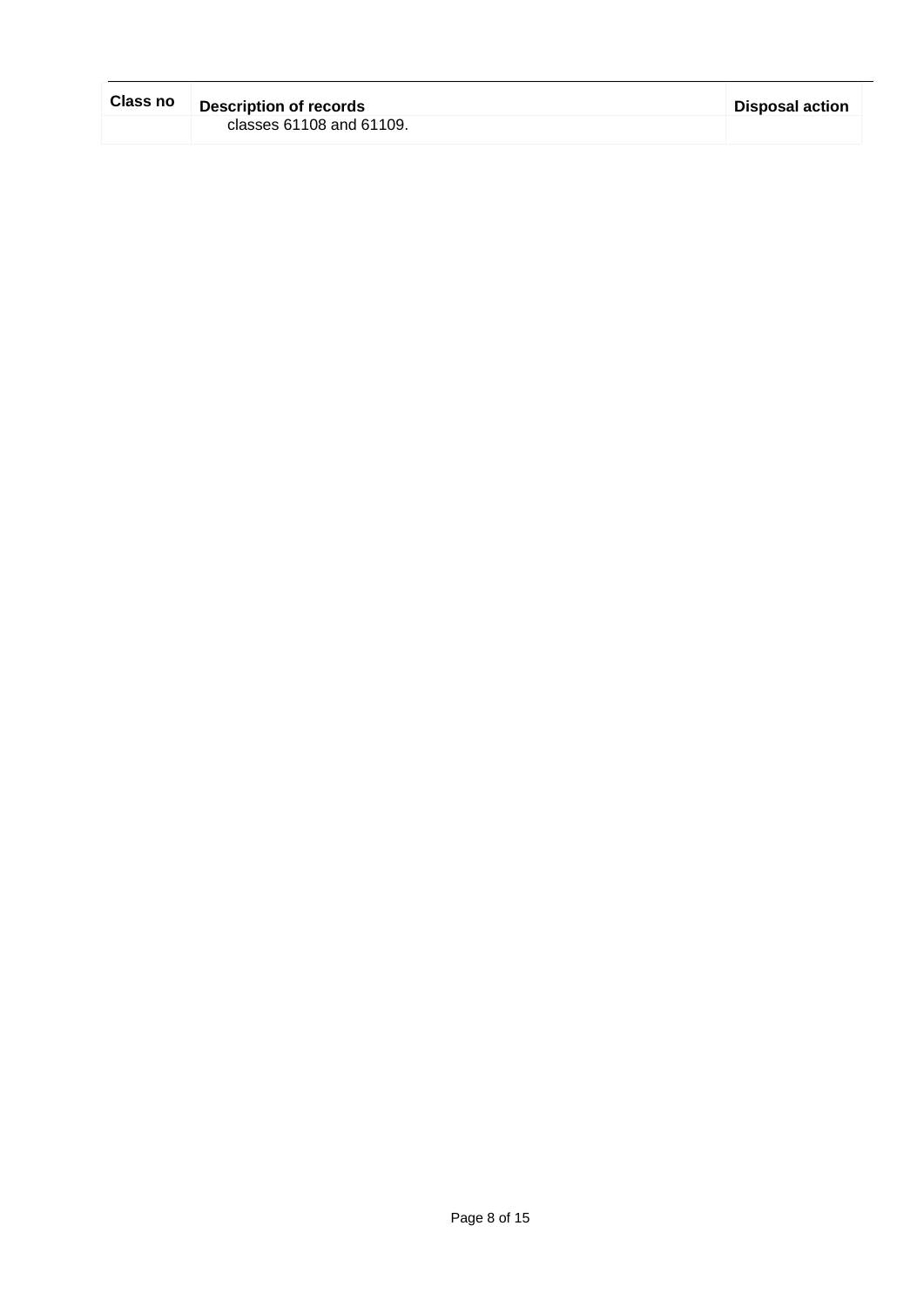| Class no | Description of records | Disposal action |
|---|---|---|
| | classes 61108 and 61109. | |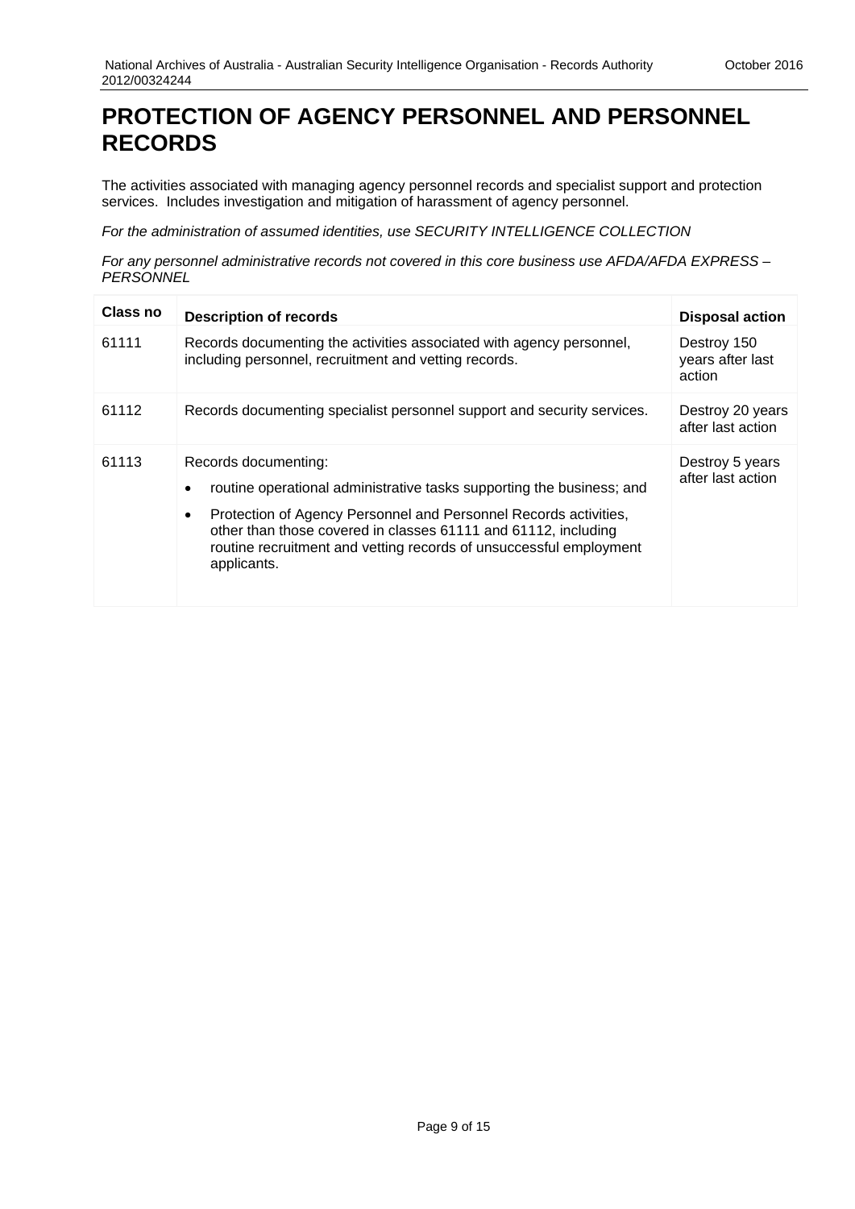# PROTECTION OF AGENCY PERSONNEL AND PERSONNEL RECORDS

The activities associated with managing agency personnel records and specialist support and protection services. Includes investigation and mitigation of harassment of agency personnel.

*For the administration of assumed identities, use SECURITY INTELLIGENCE COLLECTION*

*For any personnel administrative records not covered in this core business use AFDA/AFDA EXPRESS – PERSONNEL*

| Class no | Description of records | Disposal action |
|---|---|---|
| 61111 | Records documenting the activities associated with agency personnel, including personnel, recruitment and vetting records. | Destroy 150 years after last action |
| 61112 | Records documenting specialist personnel support and security services. | Destroy 20 years after last action |
| 61113 | Records documenting:<br>• routine operational administrative tasks supporting the business; and<br>• Protection of Agency Personnel and Personnel Records activities, other than those covered in classes 61111 and 61112, including routine recruitment and vetting records of unsuccessful employment applicants. | Destroy 5 years after last action |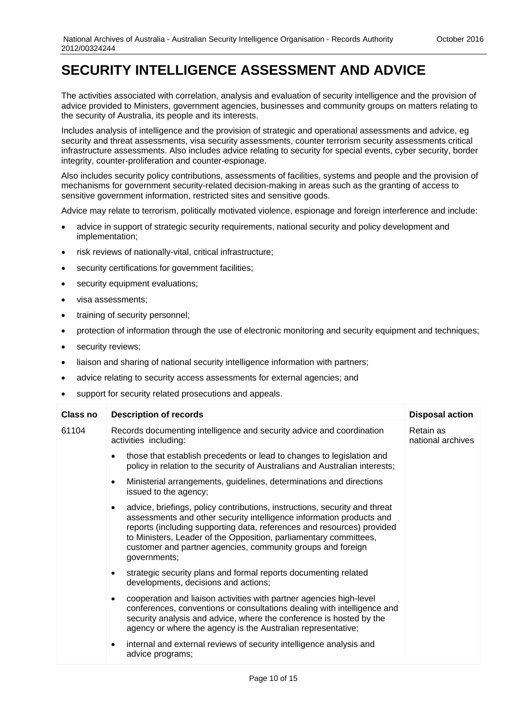# SECURITY INTELLIGENCE ASSESSMENT AND ADVICE

The activities associated with correlation, analysis and evaluation of security intelligence and the provision of advice provided to Ministers, government agencies, businesses and community groups on matters relating to the security of Australia, its people and its interests.

Includes analysis of intelligence and the provision of strategic and operational assessments and advice, eg security and threat assessments, visa security assessments, counter terrorism security assessments critical infrastructure assessments. Also includes advice relating to security for special events, cyber security, border integrity, counter-proliferation and counter-espionage.

Also includes security policy contributions, assessments of facilities, systems and people and the provision of mechanisms for government security-related decision-making in areas such as the granting of access to sensitive government information, restricted sites and sensitive goods.

Advice may relate to terrorism, politically motivated violence, espionage and foreign interference and include:

- advice in support of strategic security requirements, national security and policy development and implementation;
- risk reviews of nationally-vital, critical infrastructure;
- security certifications for government facilities;
- security equipment evaluations;
- visa assessments;
- training of security personnel;
- protection of information through the use of electronic monitoring and security equipment and techniques;
- security reviews;
- liaison and sharing of national security intelligence information with partners;
- advice relating to security access assessments for external agencies; and
- support for security related prosecutions and appeals.

| Class no | Description of records | Disposal action |
|---|---|---|
| 61104 | Records documenting intelligence and security advice and coordination activities including:<br>• those that establish precedents or lead to changes to legislation and policy in relation to the security of Australians and Australian interests;<br>• Ministerial arrangements, guidelines, determinations and directions issued to the agency;<br>• advice, briefings, policy contributions, instructions, security and threat assessments and other security intelligence information products and reports (including supporting data, references and resources) provided to Ministers, Leader of the Opposition, parliamentary committees, customer and partner agencies, community groups and foreign governments;<br>• strategic security plans and formal reports documenting related developments, decisions and actions;<br>• cooperation and liaison activities with partner agencies high-level conferences, conventions or consultations dealing with intelligence and security analysis and advice, where the conference is hosted by the agency or where the agency is the Australian representative;<br>• internal and external reviews of security intelligence analysis and advice programs; | Retain as national archives |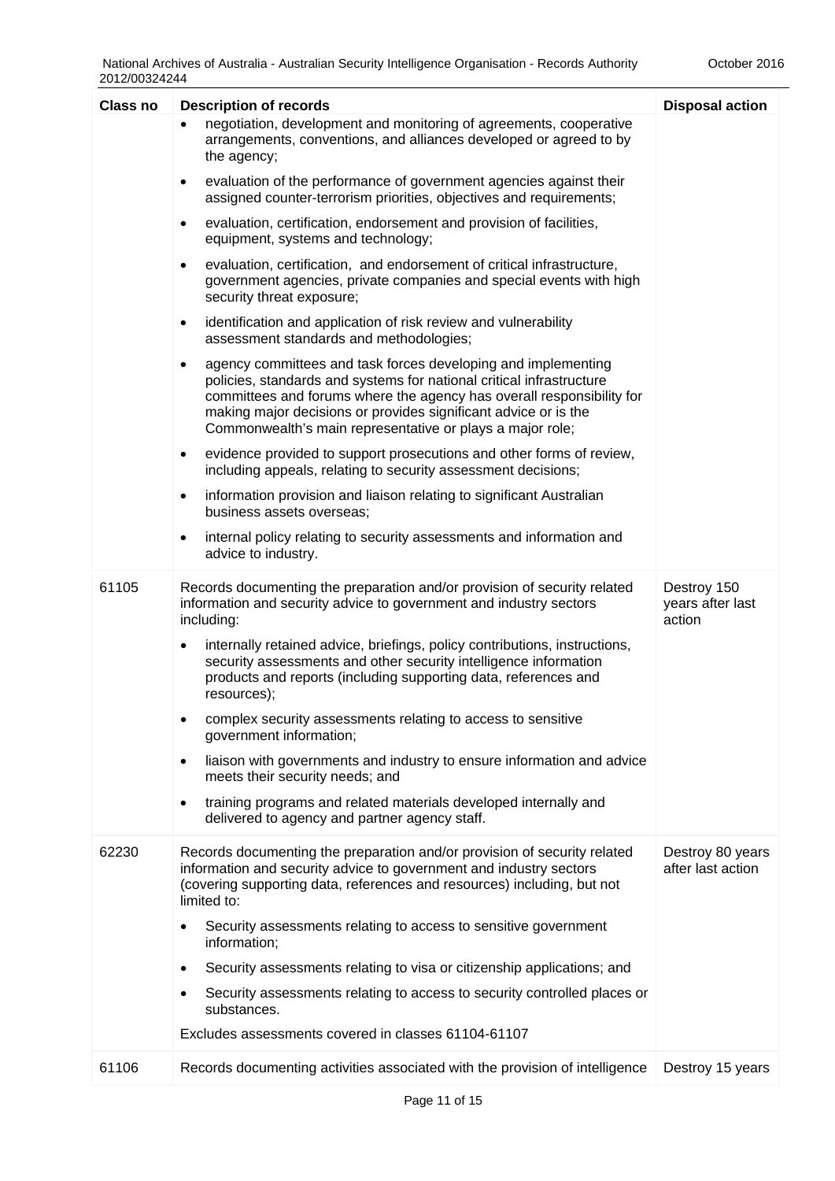| Class no | Description of records | Disposal action |
|---|---|---|
| | • negotiation, development and monitoring of agreements, cooperative arrangements, conventions, and alliances developed or agreed to by the agency;<br>• evaluation of the performance of government agencies against their assigned counter-terrorism priorities, objectives and requirements;<br>• evaluation, certification, endorsement and provision of facilities, equipment, systems and technology;<br>• evaluation, certification, and endorsement of critical infrastructure, government agencies, private companies and special events with high security threat exposure;<br>• identification and application of risk review and vulnerability assessment standards and methodologies;<br>• agency committees and task forces developing and implementing policies, standards and systems for national critical infrastructure committees and forums where the agency has overall responsibility for making major decisions or provides significant advice or is the Commonwealth's main representative or plays a major role;<br>• evidence provided to support prosecutions and other forms of review, including appeals, relating to security assessment decisions;<br>• information provision and liaison relating to significant Australian business assets overseas;<br>• internal policy relating to security assessments and information and advice to industry. | |
| 61105 | Records documenting the preparation and/or provision of security related information and security advice to government and industry sectors including:<br>• internally retained advice, briefings, policy contributions, instructions, security assessments and other security intelligence information products and reports (including supporting data, references and resources);<br>• complex security assessments relating to access to sensitive government information;<br>• liaison with governments and industry to ensure information and advice meets their security needs; and<br>• training programs and related materials developed internally and delivered to agency and partner agency staff. | Destroy 150 years after last action |
| 62230 | Records documenting the preparation and/or provision of security related information and security advice to government and industry sectors (covering supporting data, references and resources) including, but not limited to:<br>• Security assessments relating to access to sensitive government information;<br>• Security assessments relating to visa or citizenship applications; and<br>• Security assessments relating to access to security controlled places or substances.<br>Excludes assessments covered in classes 61104-61107 | Destroy 80 years after last action |
| 61106 | Records documenting activities associated with the provision of intelligence | Destroy 15 years |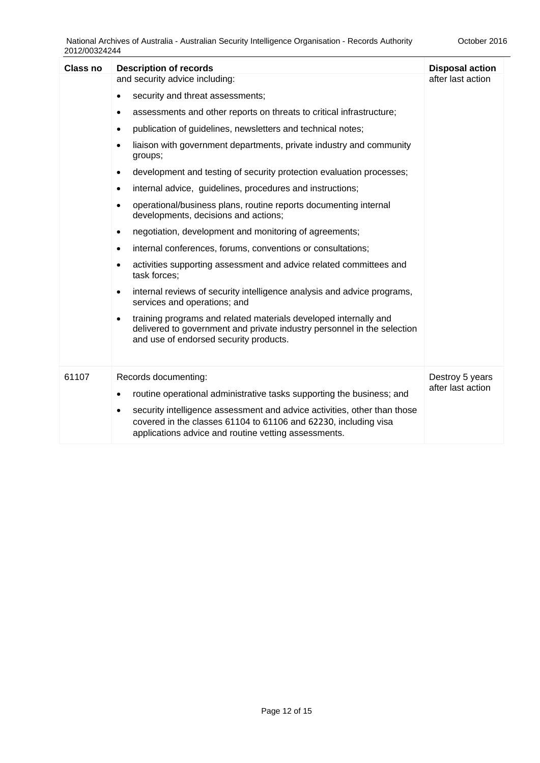| Class no | Description of records | Disposal action |
|---|---|---|
| | and security advice including:<br>• security and threat assessments;<br>• assessments and other reports on threats to critical infrastructure;<br>• publication of guidelines, newsletters and technical notes;<br>• liaison with government departments, private industry and community groups;<br>• development and testing of security protection evaluation processes;<br>• internal advice, guidelines, procedures and instructions;<br>• operational/business plans, routine reports documenting internal developments, decisions and actions;<br>• negotiation, development and monitoring of agreements;<br>• internal conferences, forums, conventions or consultations;<br>• activities supporting assessment and advice related committees and task forces;<br>• internal reviews of security intelligence analysis and advice programs, services and operations; and<br>• training programs and related materials developed internally and delivered to government and private industry personnel in the selection and use of endorsed security products. | after last action |
| 61107 | Records documenting:<br>• routine operational administrative tasks supporting the business; and<br>• security intelligence assessment and advice activities, other than those covered in the classes 61104 to 61106 and 62230, including visa applications advice and routine vetting assessments. | Destroy 5 years after last action |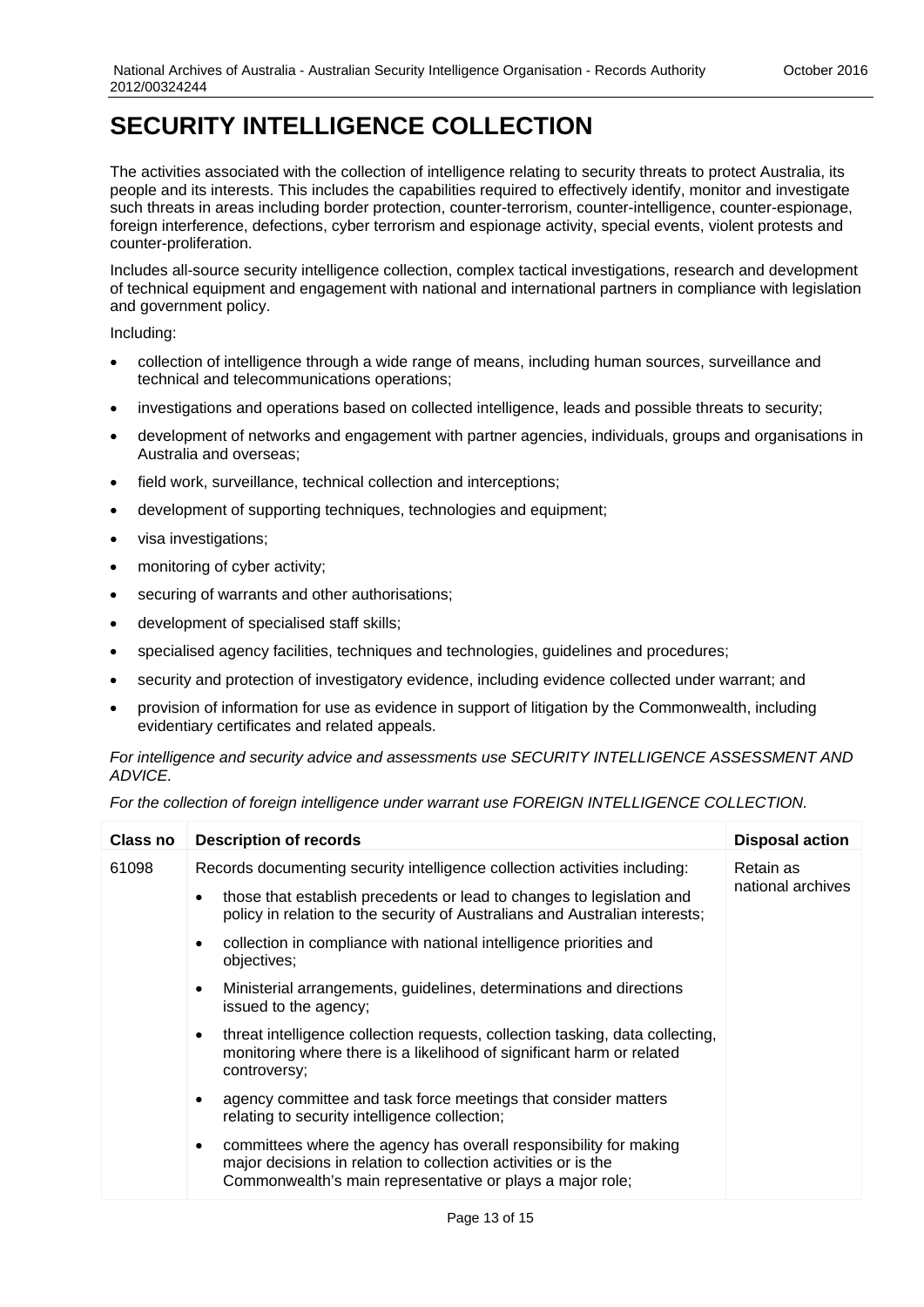# SECURITY INTELLIGENCE COLLECTION

The activities associated with the collection of intelligence relating to security threats to protect Australia, its people and its interests. This includes the capabilities required to effectively identify, monitor and investigate such threats in areas including border protection, counter-terrorism, counter-intelligence, counter-espionage, foreign interference, defections, cyber terrorism and espionage activity, special events, violent protests and counter-proliferation.

Includes all-source security intelligence collection, complex tactical investigations, research and development of technical equipment and engagement with national and international partners in compliance with legislation and government policy.

Including:

- collection of intelligence through a wide range of means, including human sources, surveillance and technical and telecommunications operations;
- investigations and operations based on collected intelligence, leads and possible threats to security;
- development of networks and engagement with partner agencies, individuals, groups and organisations in Australia and overseas;
- field work, surveillance, technical collection and interceptions;
- development of supporting techniques, technologies and equipment;
- visa investigations;
- monitoring of cyber activity;
- securing of warrants and other authorisations;
- development of specialised staff skills;
- specialised agency facilities, techniques and technologies, guidelines and procedures;
- security and protection of investigatory evidence, including evidence collected under warrant; and
- provision of information for use as evidence in support of litigation by the Commonwealth, including evidentiary certificates and related appeals.

*For intelligence and security advice and assessments use SECURITY INTELLIGENCE ASSESSMENT AND ADVICE.*

*For the collection of foreign intelligence under warrant use FOREIGN INTELLIGENCE COLLECTION.*

| Class no | Description of records | Disposal action |
|---|---|---|
| 61098 | Records documenting security intelligence collection activities including:<br>• those that establish precedents or lead to changes to legislation and policy in relation to the security of Australians and Australian interests;<br>• collection in compliance with national intelligence priorities and objectives;<br>• Ministerial arrangements, guidelines, determinations and directions issued to the agency;<br>• threat intelligence collection requests, collection tasking, data collecting, monitoring where there is a likelihood of significant harm or related controversy;<br>• agency committee and task force meetings that consider matters relating to security intelligence collection;<br>• committees where the agency has overall responsibility for making major decisions in relation to collection activities or is the Commonwealth's main representative or plays a major role; | Retain as national archives |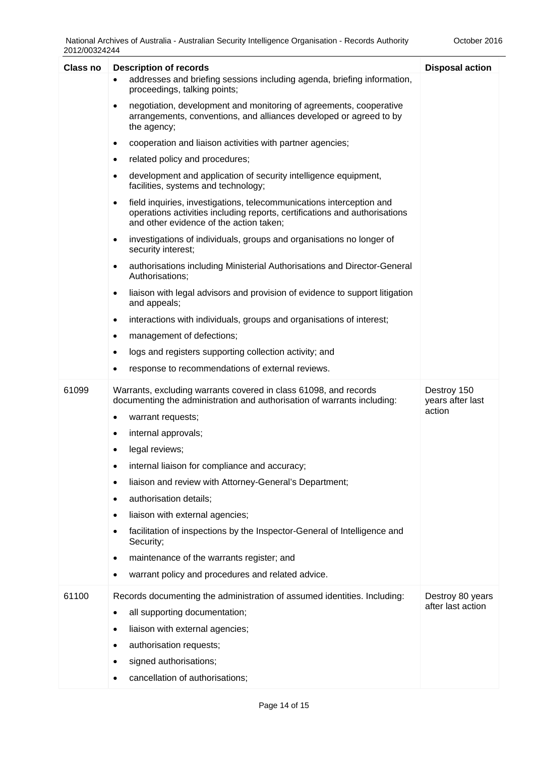| Class no | Description of records | Disposal action |
|---|---|---|
| | • addresses and briefing sessions including agenda, briefing information, proceedings, talking points;<br>• negotiation, development and monitoring of agreements, cooperative arrangements, conventions, and alliances developed or agreed to by the agency;<br>• cooperation and liaison activities with partner agencies;<br>• related policy and procedures;<br>• development and application of security intelligence equipment, facilities, systems and technology;<br>• field inquiries, investigations, telecommunications interception and operations activities including reports, certifications and authorisations and other evidence of the action taken;<br>• investigations of individuals, groups and organisations no longer of security interest;<br>• authorisations including Ministerial Authorisations and Director-General Authorisations;<br>• liaison with legal advisors and provision of evidence to support litigation and appeals;<br>• interactions with individuals, groups and organisations of interest;<br>• management of defections;<br>• logs and registers supporting collection activity; and<br>• response to recommendations of external reviews. | |
| 61099 | Warrants, excluding warrants covered in class 61098, and records documenting the administration and authorisation of warrants including:<br>• warrant requests;<br>• internal approvals;<br>• legal reviews;<br>• internal liaison for compliance and accuracy;<br>• liaison and review with Attorney-General's Department;<br>• authorisation details;<br>• liaison with external agencies;<br>• facilitation of inspections by the Inspector-General of Intelligence and Security;<br>• maintenance of the warrants register; and<br>• warrant policy and procedures and related advice. | Destroy 150 years after last action |
| 61100 | Records documenting the administration of assumed identities. Including:<br>• all supporting documentation;<br>• liaison with external agencies;<br>• authorisation requests;<br>• signed authorisations;<br>• cancellation of authorisations; | Destroy 80 years after last action |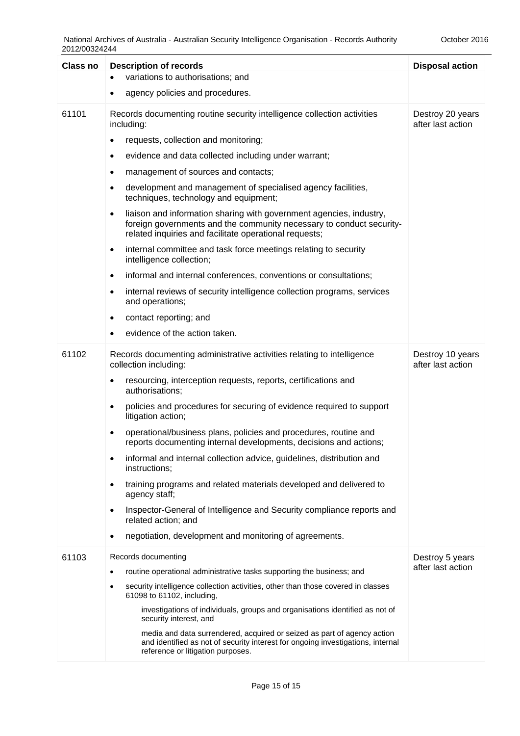| Class no | Description of records | Disposal action |
|---|---|---|
| | • variations to authorisations; and<br>• agency policies and procedures. | |
| 61101 | Records documenting routine security intelligence collection activities including:<br>• requests, collection and monitoring;<br>• evidence and data collected including under warrant;<br>• management of sources and contacts;<br>• development and management of specialised agency facilities, techniques, technology and equipment;<br>• liaison and information sharing with government agencies, industry, foreign governments and the community necessary to conduct security-related inquiries and facilitate operational requests;<br>• internal committee and task force meetings relating to security intelligence collection;<br>• informal and internal conferences, conventions or consultations;<br>• internal reviews of security intelligence collection programs, services and operations;<br>• contact reporting; and<br>• evidence of the action taken. | Destroy 20 years after last action |
| 61102 | Records documenting administrative activities relating to intelligence collection including:<br>• resourcing, interception requests, reports, certifications and authorisations;<br>• policies and procedures for securing of evidence required to support litigation action;<br>• operational/business plans, policies and procedures, routine and reports documenting internal developments, decisions and actions;<br>• informal and internal collection advice, guidelines, distribution and instructions;<br>• training programs and related materials developed and delivered to agency staff;<br>• Inspector-General of Intelligence and Security compliance reports and related action; and<br>• negotiation, development and monitoring of agreements. | Destroy 10 years after last action |
| 61103 | Records documenting<br>• routine operational administrative tasks supporting the business; and<br>• security intelligence collection activities, other than those covered in classes 61098 to 61102, including,<br>investigations of individuals, groups and organisations identified as not of security interest, and<br>media and data surrendered, acquired or seized as part of agency action and identified as not of security interest for ongoing investigations, internal reference or litigation purposes. | Destroy 5 years after last action |